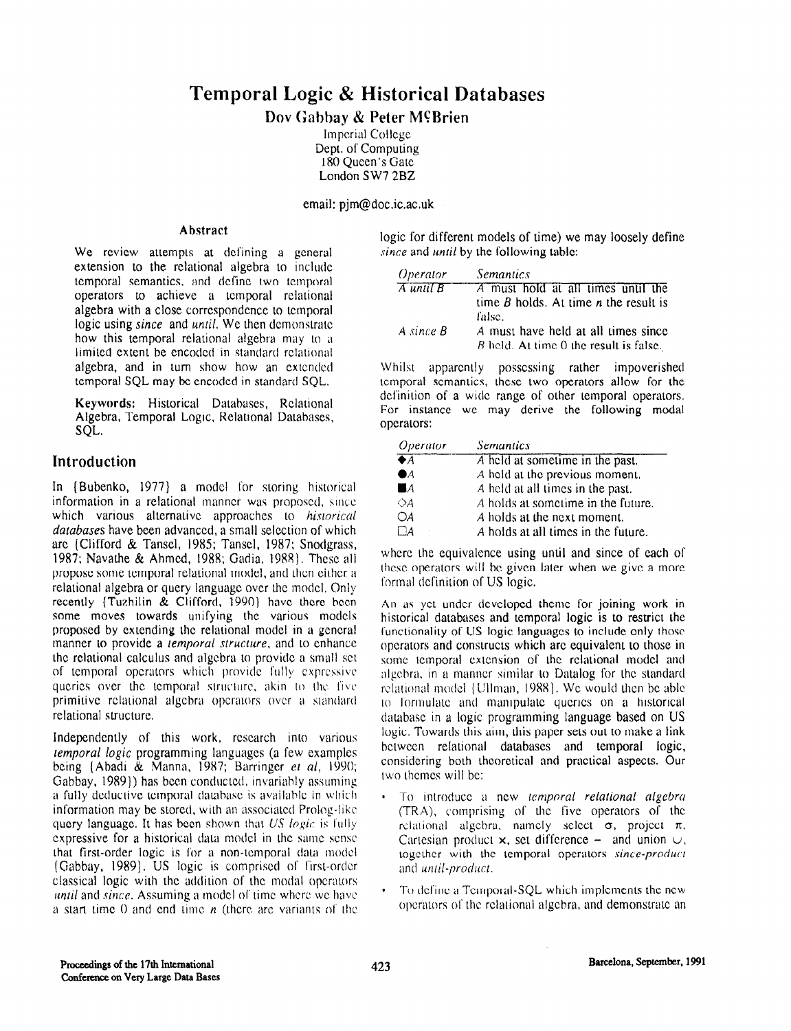# Temporal Logic & Historical Databases

**Dov Gabbay & Peter McBrien**

Imperial College
Dept. of Computing
180 Queen's Gate
London SW7 2BZ

email: pjm@doc.ic.ac.uk

### Abstract

We review attempts at defining a general extension to the relational algebra to include temporal semantics, and define two temporal operators to achieve a temporal relational algebra with a close correspondence to temporal logic using *since* and *until*. We then demonstrate how this temporal relational algebra may to a limited extent be encoded in standard relational algebra, and in turn show how an extended temporal SQL may be encoded in standard SQL.

**Keywords:** Historical Databases, Relational Algebra, Temporal Logic, Relational Databases, SQL.

## Introduction

In [Bubenko, 1977] a model for storing historical information in a relational manner was proposed, since which various alternative approaches to *historical databases* have been advanced, a small selection of which are [Clifford & Tansel, 1985; Tansel, 1987; Snodgrass, 1987; Navathe & Ahmed, 1988; Gadia, 1988]. These all propose some temporal relational model, and then either a relational algebra or query language over the model. Only recently [Tuzhilin & Clifford, 1990] have there been some moves towards unifying the various models proposed by extending the relational model in a general manner to provide a *temporal structure*, and to enhance the relational calculus and algebra to provide a small set of temporal operators which provide fully expressive queries over the temporal structure, akin to the five primitive relational algebra operators over a standard relational structure.

Independently of this work, research into various *temporal logic* programming languages (a few examples being [Abadi & Manna, 1987; Barringer *et al*, 1990; Gabbay, 1989]) has been conducted, invariably assuming a fully deductive temporal database is available in which information may be stored, with an associated Prolog-like query language. It has been shown that *US logic* is fully expressive for a historical data model in the same sense that first-order logic is for a non-temporal data model [Gabbay, 1989]. US logic is comprised of first-order classical logic with the addition of the modal operators *until* and *since*. Assuming a model of time where we have a start time 0 and end time *n* (there are variants of the logic for different models of time) we may loosely define *since* and *until* by the following table:

| *Operator* | *Semantics* |
|---|---|
| *A until B* | *A* must hold at all times until the time *B* holds. At time *n* the result is false. |
| *A since B* | *A* must have held at all times since *B* held. At time 0 the result is false. |

Whilst apparently possessing rather impoverished temporal semantics, these two operators allow for the definition of a wide range of other temporal operators. For instance we may derive the following modal operators:

| *Operator* | *Semantics* |
|---|---|
| ◆*A* | *A* held at sometime in the past. |
| ●*A* | *A* held at the previous moment. |
| ■*A* | *A* held at all times in the past. |
| ◇*A* | *A* holds at sometime in the future. |
| ○*A* | *A* holds at the next moment. |
| □*A* | *A* holds at all times in the future. |

where the equivalence using until and since of each of these operators will be given later when we give a more formal definition of US logic.

An as yet under developed theme for joining work in historical databases and temporal logic is to restrict the functionality of US logic languages to include only those operators and constructs which are equivalent to those in some temporal extension of the relational model and algebra, in a manner similar to Datalog for the standard relational model [Ullman, 1988]. We would then be able to formulate and manipulate queries on a historical database in a logic programming language based on US logic. Towards this aim, this paper sets out to make a link between relational databases and temporal logic, considering both theoretical and practical aspects. Our two themes will be:

- To introduce a new *temporal relational algebra* (TRA), comprising of the five operators of the relational algebra, namely select $\sigma$, project $\pi$, Cartesian product $\times$, set difference $-$ and union $\cup$, together with the temporal operators *since-product* and *until-product*.
- To define a Temporal-SQL which implements the new operators of the relational algebra, and demonstrate an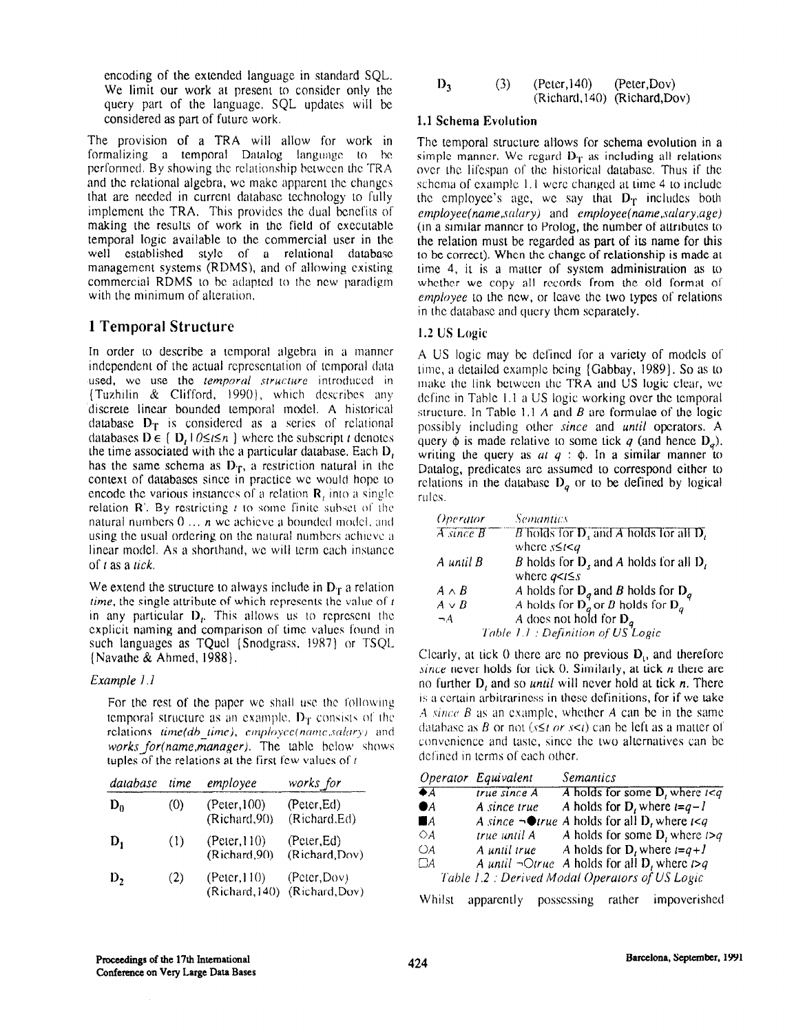encoding of the extended language in standard SQL. We limit our work at present to consider only the query part of the language. SQL updates will be considered as part of future work.

The provision of a TRA will allow for work in formalizing a temporal Datalog language to be performed. By showing the relationship between the TRA and the relational algebra, we make apparent the changes that are needed in current database technology to fully implement the TRA. This provides the dual benefits of making the results of work in the field of executable temporal logic available to the commercial user in the well established style of a relational database management systems (RDMS), and of allowing existing commercial RDMS to be adapted to the new paradigm with the minimum of alteration.

# 1 Temporal Structure

In order to describe a temporal algebra in a manner independent of the actual representation of temporal data used, we use the *temporal structure* introduced in [Tuzhilin & Clifford, 1990], which describes any discrete linear bounded temporal model. A historical database $\mathbf{D_T}$ is considered as a series of relational databases $\mathbf{D} \in \{ \mathbf{D}_t \mid 0 \le t \le n \}$ where the subscript $t$ denotes the time associated with the a particular database. Each $\mathbf{D}_t$ has the same schema as $\mathbf{D_T}$, a restriction natural in the context of databases since in practice we would hope to encode the various instances of a relation $\mathbf{R}_t$ into a single relation $\mathbf{R}'$. By restricting $t$ to some finite subset of the natural numbers $0 \ldots n$ we achieve a bounded model, and using the usual ordering on the natural numbers achieve a linear model. As a shorthand, we will term each instance of $t$ as a *tick*.

We extend the structure to always include in $\mathbf{D_T}$ a relation *time*, the single attribute of which represents the value of $t$ in any particular $\mathbf{D}_t$. This allows us to represent the explicit naming and comparison of time values found in such languages as TQuel [Snodgrass, 1987] or TSQL [Navathe & Ahmed, 1988].

*Example 1.1*

For the rest of the paper we shall use the following temporal structure as an example. $\mathbf{D_T}$ consists of the relations *time(db_time)*, *employee(name,salary)* and *works_for(name,manager)*. The table below shows tuples of the relations at the first few values of $t$

| database | time | employee | works_for |
|---|---|---|---|
| $\mathbf{D}_0$ | (0) | (Peter,100) (Richard,90) | (Peter,Ed) (Richard,Ed) |
| $\mathbf{D}_1$ | (1) | (Peter,110) (Richard,90) | (Peter,Ed) (Richard,Dov) |
| $\mathbf{D}_2$ | (2) | (Peter,110) (Richard,140) | (Peter,Dov) (Richard,Dov) |
| $\mathbf{D}_3$ | (3) | (Peter,140) (Richard,140) | (Peter,Dov) (Richard,Dov) |

## 1.1 Schema Evolution

The temporal structure allows for schema evolution in a simple manner. We regard $\mathbf{D_T}$ as including all relations over the lifespan of the historical database. Thus if the schema of example 1.1 were changed at time 4 to include the employee's age, we say that $\mathbf{D_T}$ includes both *employee(name,salary)* and *employee(name,salary,age)* (in a similar manner to Prolog, the number of attributes to the relation must be regarded as part of its name for this to be correct). When the change of relationship is made at time 4, it is a matter of system administration as to whether we copy all records from the old format of *employee* to the new, or leave the two types of relations in the database and query them separately.

## 1.2 US Logic

A US logic may be defined for a variety of models of time, a detailed example being [Gabbay, 1989]. So as to make the link between the TRA and US logic clear, we define in Table 1.1 a US logic working over the temporal structure. In Table 1.1 $A$ and $B$ are formulae of the logic possibly including other *since* and *until* operators. A query $\phi$ is made relative to some tick $q$ (and hence $\mathbf{D}_q$), writing the query as *at* $q$ : $\phi$. In a similar manner to Datalog, predicates are assumed to correspond either to relations in the database $\mathbf{D}_q$ or to be defined by logical rules.

| Operator | Semantics |
|---|---|
| $A$ *since* $B$ | $B$ holds for $\mathbf{D}_s$ and $A$ holds for all $\mathbf{D}_t$ where $s \le t < q$ |
| $A$ *until* $B$ | $B$ holds for $\mathbf{D}_s$ and $A$ holds for all $\mathbf{D}_t$ where $q < t \le s$ |
| $A \wedge B$ | $A$ holds for $\mathbf{D}_q$ and $B$ holds for $\mathbf{D}_q$ |
| $A \vee B$ | $A$ holds for $\mathbf{D}_q$ or $B$ holds for $\mathbf{D}_q$ |
| $\neg A$ | $A$ does not hold for $\mathbf{D}_q$ |

*Table 1.1 : Definition of US Logic*

Clearly, at tick 0 there are no previous $\mathbf{D}_t$, and therefore *since* never holds for tick 0. Similarly, at tick $n$ there are no further $\mathbf{D}_t$ and so *until* will never hold at tick $n$. There is a certain arbitrariness in these definitions, for if we take $A$ *since* $B$ as an example, whether $A$ can be in the same database as $B$ or not ($s \le t$ or $s < t$) can be left as a matter of convenience and taste, since the two alternatives can be defined in terms of each other.

| Operator | Equivalent | Semantics |
|---|---|---|
| $\blacklozenge A$ | *true since A* | $A$ holds for some $\mathbf{D}_t$ where $t<q$ |
| $\bullet A$ | *A since true* | $A$ holds for $\mathbf{D}_t$ where $t=q-1$ |
| $\blacksquare A$ | *A since* $\neg\bullet$*true* | $A$ holds for all $\mathbf{D}_t$ where $t<q$ |
| $\lozenge A$ | *true until A* | $A$ holds for some $\mathbf{D}_t$ where $t>q$ |
| $\bigcirc A$ | *A until true* | $A$ holds for $\mathbf{D}_t$ where $t=q+1$ |
| $\square A$ | *A until* $\neg\bigcirc$*true* | $A$ holds for all $\mathbf{D}_t$ where $t>q$ |

*Table 1.2 : Derived Modal Operators of US Logic*

Whilst apparently possessing rather impoverished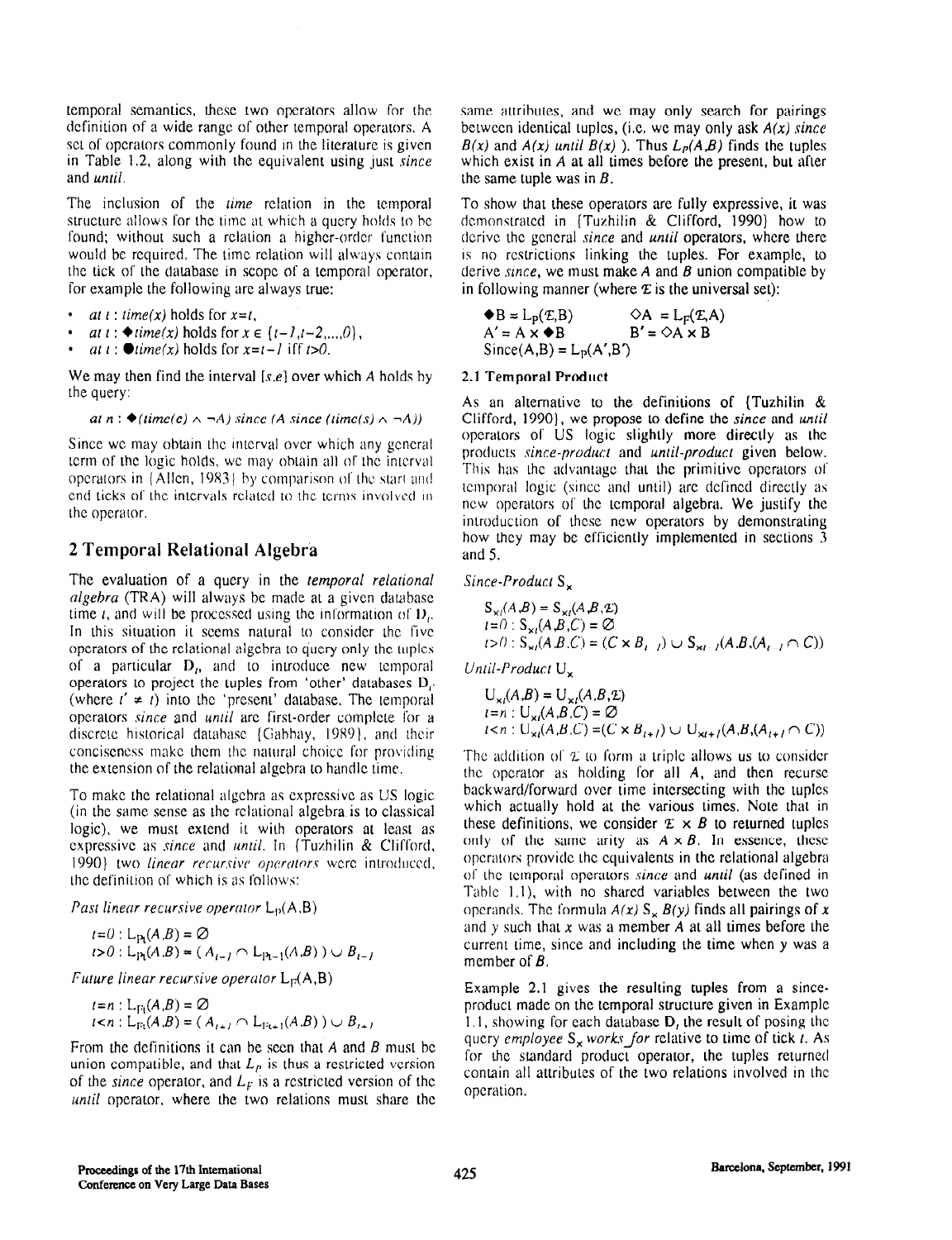temporal semantics, these two operators allow for the definition of a wide range of other temporal operators. A set of operators commonly found in the literature is given in Table 1.2, along with the equivalent using just *since* and *until*.

The inclusion of the *time* relation in the temporal structure allows for the time at which a query holds to be found; without such a relation a higher-order function would be required. The time relation will always contain the tick of the database in scope of a temporal operator, for example the following are always true:

- *at t : time(x)* holds for $x=t$,
- *at t :* $\blacklozenge$*time(x)* holds for $x \in \{t-1, t-2, ..., 0\}$,
- *at t :* $\bullet$*time(x)* holds for $x=t-1$ iff $t>0$.

We may then find the interval $[s,e]$ over which $A$ holds by the query:

$$at\ n : \blacklozenge(time(e) \wedge \neg A)\ since\ (A\ since\ (time(s) \wedge \neg A))$$

Since we may obtain the interval over which any general term of the logic holds, we may obtain all of the interval operators in [Allen, 1983] by comparison of the start and end ticks of the intervals related to the terms involved in the operator.

## 2 Temporal Relational Algebra

The evaluation of a query in the *temporal relational algebra* (TRA) will always be made at a given database time $t$, and will be processed using the information of $D_t$. In this situation it seems natural to consider the five operators of the relational algebra to query only the tuples of a particular $D_t$, and to introduce new temporal operators to project the tuples from 'other' databases $D_{t'}$ (where $t' \neq t$) into the 'present' database. The temporal operators *since* and *until* are first-order complete for a discrete historical database [Gabbay, 1989], and their conciseness make them the natural choice for providing the extension of the relational algebra to handle time.

To make the relational algebra as expressive as US logic (in the same sense as the relational algebra is to classical logic), we must extend it with operators at least as expressive as *since* and *until*. In [Tuzhilin & Clifford, 1990] two *linear recursive operators* were introduced, the definition of which is as follows:

*Past linear recursive operator* $L_P(A,B)$

$$t=0 : L_{Pt}(A,B) = \varnothing$$
$$t>0 : L_{Pt}(A,B) = (A_{t-1} \cap L_{Pt-1}(A,B)) \cup B_{t-1}$$

*Future linear recursive operator* $L_F(A,B)$

$$t=n : L_{Ft}(A,B) = \varnothing$$
$$t<n : L_{Ft}(A,B) = (A_{t+1} \cap L_{Ft+1}(A,B)) \cup B_{t+1}$$

From the definitions it can be seen that $A$ and $B$ must be union compatible, and that $L_P$ is thus a restricted version of the *since* operator, and $L_F$ is a restricted version of the *until* operator, where the two relations must share the same attributes, and we may only search for pairings between identical tuples, (i.e. we may only ask *A(x) since B(x)* and *A(x) until B(x)* ). Thus $L_P(A,B)$ finds the tuples which exist in $A$ at all times before the present, but after the same tuple was in $B$.

To show that these operators are fully expressive, it was demonstrated in [Tuzhilin & Clifford, 1990] how to derive the general *since* and *until* operators, where there is no restrictions linking the tuples. For example, to derive *since*, we must make $A$ and $B$ union compatible by in following manner (where $\mathcal{E}$ is the universal set):

$$\blacklozenge B = L_P(\mathcal{E},B) \qquad \Diamond A = L_F(\mathcal{E},A)$$
$$A' = A \times \blacklozenge B \qquad B' = \Diamond A \times B$$
$$Since(A,B) = L_P(A',B')$$

### 2.1 Temporal Product

As an alternative to the definitions of [Tuzhilin & Clifford, 1990], we propose to define the *since* and *until* operators of US logic slightly more directly as the products *since-product* and *until-product* given below. This has the advantage that the primitive operators of temporal logic (since and until) are defined directly as new operators of the temporal algebra. We justify the introduction of these new operators by demonstrating how they may be efficiently implemented in sections 3 and 5.

*Since-Product* $S_\times$

$$S_{\times t}(A,B) = S_{\times t}(A,B,\mathcal{E})$$
$$t=0 : S_{\times t}(A,B,C) = \varnothing$$
$$t>0 : S_{\times t}(A,B,C) = (C \times B_{t-1}) \cup S_{\times t-1}(A,B,(A_{t-1} \cap C))$$

*Until-Product* $U_\times$

$$U_{\times t}(A,B) = U_{\times t}(A,B,\mathcal{E})$$
$$t=n : U_{\times t}(A,B,C) = \varnothing$$
$$t<n : U_{\times t}(A,B,C) = (C \times B_{t+1}) \cup U_{\times t+1}(A,B,(A_{t+1} \cap C))$$

The addition of $\mathcal{E}$ to form a triple allows us to consider the operator as holding for all $A$, and then recurse backward/forward over time intersecting with the tuples which actually hold at the various times. Note that in these definitions, we consider $\mathcal{E} \times B$ to returned tuples only of the same arity as $A \times B$. In essence, these operators provide the equivalents in the relational algebra of the temporal operators *since* and *until* (as defined in Table 1.1), with no shared variables between the two operands. The formula $A(x)\ S_\times\ B(y)$ finds all pairings of $x$ and $y$ such that $x$ was a member $A$ at all times before the current time, since and including the time when $y$ was a member of $B$.

Example 2.1 gives the resulting tuples from a since-product made on the temporal structure given in Example 1.1, showing for each database $D_t$ the result of posing the query *employee* $S_\times$ *works_for* relative to time of tick $t$. As for the standard product operator, the tuples returned contain all attributes of the two relations involved in the operation.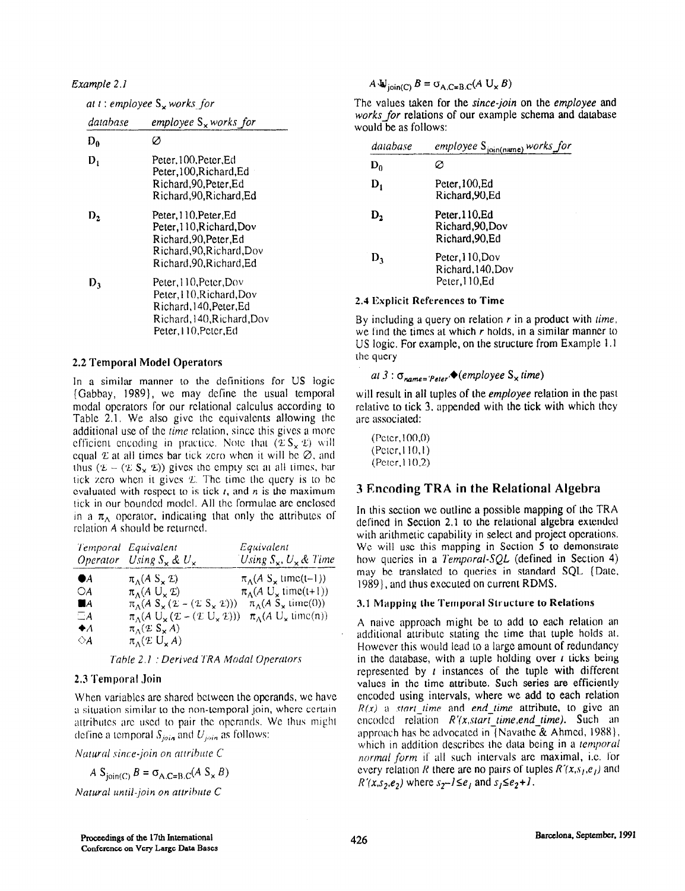*Example 2.1*

*at t : employee* $S_x$ *works_for*

| *database* | *employee* $S_x$ *works_for* |
|---|---|
| $D_0$ | ∅ |
| $D_1$ | Peter,100,Peter,Ed<br>Peter,100,Richard,Ed<br>Richard,90,Peter,Ed<br>Richard,90,Richard,Ed |
| $D_2$ | Peter,110,Peter,Ed<br>Peter,110,Richard,Dov<br>Richard,90,Peter,Ed<br>Richard,90,Richard,Dov<br>Richard,90,Richard,Ed |
| $D_3$ | Peter,110,Peter,Dov<br>Peter,110,Richard,Dov<br>Richard,140,Peter,Ed<br>Richard,140,Richard,Dov<br>Peter,110,Peter,Ed |

### 2.2 Temporal Model Operators

In a similar manner to the definitions for US logic (Gabbay, 1989), we may define the usual temporal modal operators for our relational calculus according to Table 2.1. We also give the equivalents allowing the additional use of the *time* relation, since this gives a more efficient encoding in practice. Note that $(\mathcal{T}\, S_x\, \mathcal{T})$ will equal $\mathcal{T}$ at all times bar tick zero when it will be ∅, and thus $(\mathcal{T} - (\mathcal{T}\, S_x\, \mathcal{T}))$ gives the empty set at all times, bar tick zero when it gives $\mathcal{T}$. The time the query is to be evaluated with respect to is tick *t*, and *n* is the maximum tick in our bounded model. All the formulae are enclosed in a $\pi_A$ operator, indicating that only the attributes of relation *A* should be returned.

| *Temporal Operator* | *Equivalent Using* $S_x$ *&* $U_x$ | *Equivalent Using* $S_x$*,* $U_x$ *& Time* |
|---|---|---|
| ●*A* | $\pi_A(A\ S_x\ \mathcal{T})$ | $\pi_A(A\ S_x\ \mathrm{time}(t-1))$ |
| ○*A* | $\pi_A(A\ U_x\ \mathcal{T})$ | $\pi_A(A\ U_x\ \mathrm{time}(t+1))$ |
| ■*A* | $\pi_A(A\ S_x\ (\mathcal{T} - (\mathcal{T}\ S_x\ \mathcal{T})))$ | $\pi_A(A\ S_x\ \mathrm{time}(0))$ |
| □*A* | $\pi_A(A\ U_x\ (\mathcal{T} - (\mathcal{T}\ U_x\ \mathcal{T})))$ | $\pi_A(A\ U_x\ \mathrm{time}(n))$ |
| ◆*A* | $\pi_A(\mathcal{T}\ S_x\ A)$ | |
| ◇*A* | $\pi_A(\mathcal{T}\ U_x\ A)$ | |

*Table 2.1 : Derived TRA Modal Operators*

### 2.3 Temporal Join

When variables are shared between the operands, we have a situation similar to the non-temporal join, where certain attributes are used to pair the operands. We thus might define a temporal $S_{join}$ and $U_{join}$ as follows:

*Natural since-join on attribute C*

$$A\ S_{\mathrm{join}(C)}\ B = \sigma_{A.C=B.C}(A\ S_x\ B)$$

*Natural until-join on attribute C*

$$A\ U_{\mathrm{join}(C)}\ B = \sigma_{A.C=B.C}(A\ U_x\ B)$$

The values taken for the *since-join* on the *employee* and *works_for* relations of our example schema and database would be as follows:

| *database* | *employee* $S_{\mathrm{join(name)}}$ *works_for* |
|---|---|
| $D_0$ | ∅ |
| $D_1$ | Peter,100,Ed<br>Richard,90,Ed |
| $D_2$ | Peter,110,Ed<br>Richard,90,Dov<br>Richard,90,Ed |
| $D_3$ | Peter,110,Dov<br>Richard,140,Dov<br>Peter,110,Ed |

### 2.4 Explicit References to Time

By including a query on relation *r* in a product with *time*, we find the times at which *r* holds, in a similar manner to US logic. For example, on the structure from Example 1.1 the query

*at 3 :* $\sigma_{name='Peter'}$◆$(employee\ S_x\ time)$

will result in all tuples of the *employee* relation in the past relative to tick 3, appended with the tick with which they are associated:

(Peter,100,0)
(Peter,110,1)
(Peter,110,2)

## 3 Encoding TRA in the Relational Algebra

In this section we outline a possible mapping of the TRA defined in Section 2.1 to the relational algebra extended with arithmetic capability in select and project operations. We will use this mapping in Section 5 to demonstrate how queries in a *Temporal-SQL* (defined in Section 4) may be translated to queries in standard SQL (Date, 1989), and thus executed on current RDMS.

### 3.1 Mapping the Temporal Structure to Relations

A naive approach might be to add to each relation an additional attribute stating the time that tuple holds at. However this would lead to a large amount of redundancy in the database, with a tuple holding over *t* ticks being represented by *t* instances of the tuple with different values in the time attribute. Such series are efficiently encoded using intervals, where we add to each relation $R(x)$ a *start_time* and *end_time* attribute, to give an encoded relation $R'(x,start\_time,end\_time)$. Such an approach has be advocated in (Navathe & Ahmed, 1988), which in addition describes the data being in a *temporal normal form* if all such intervals are maximal, i.e. for every relation *R* there are no pairs of tuples $R'(x,s_1,e_1)$ and $R'(x,s_2,e_2)$ where $s_2-1 \le e_1$ and $s_1 \le e_2+1$.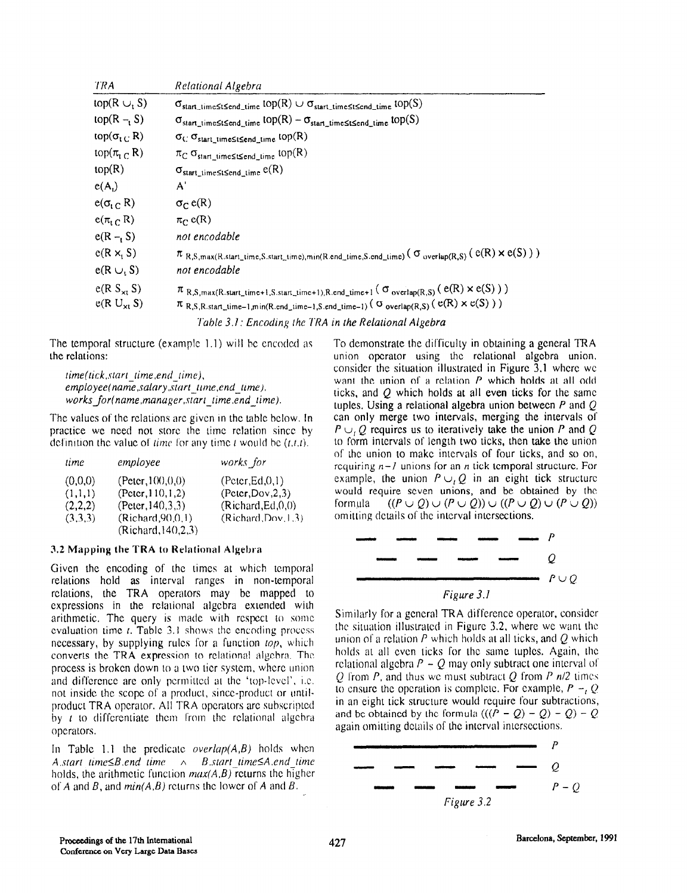| TRA | Relational Algebra |
|---|---|
| $top(R \cup_t S)$ | $\sigma_{start\_time \leq t \leq end\_time}\, top(R) \cup \sigma_{start\_time \leq t \leq end\_time}\, top(S)$ |
| $top(R -_t S)$ | $\sigma_{start\_time \leq t \leq end\_time}\, top(R) - \sigma_{start\_time \leq t \leq end\_time}\, top(S)$ |
| $top(\sigma_{t\,C}\, R)$ | $\sigma_C\, \sigma_{start\_time \leq t \leq end\_time}\, top(R)$ |
| $top(\pi_{t\,C}\, R)$ | $\pi_C\, \sigma_{start\_time \leq t \leq end\_time}\, top(R)$ |
| $top(R)$ | $\sigma_{start\_time \leq t \leq end\_time}\, e(R)$ |
| $e(A_t)$ | $A'$ |
| $e(\sigma_{t\,C}\, R)$ | $\sigma_C\, e(R)$ |
| $e(\pi_{t\,C}\, R)$ | $\pi_C\, e(R)$ |
| $e(R -_t S)$ | *not encodable* |
| $e(R \times_t S)$ | $\pi_{R,S,max(R.start\_time,S.start\_time),min(R.end\_time,S.end\_time)}\,(\sigma_{overlap(R,S)}\,(e(R) \times e(S)))$ |
| $e(R \cup_t S)$ | *not encodable* |
| $e(R\ S_{xt}\ S)$ | $\pi_{R,S,max(R.start\_time+1,S.start\_time+1),R.end\_time+1}\,(\sigma_{overlap(R,S)}\,(e(R) \times e(S)))$ |
| $e(R\ U_{xt}\ S)$ | $\pi_{R,S,R.start\_time-1,min(R.end\_time-1,S.end\_time-1)}\,(\sigma_{overlap(R,S)}\,(e(R) \times e(S)))$ |

*Table 3.1: Encoding the TRA in the Relational Algebra*

The temporal structure (example 1.1) will be encoded as the relations:

*time(tick,start_time,end_time),*
*employee(name,salary,start_time,end_time),*
*works_for(name,manager,start_time,end_time).*

The values of the relations are given in the table below. In practice we need not store the time relation since by definition the value of *time* for any time $t$ would be $(t,t,t)$.

| *time* | *employee* | *works_for* |
|---|---|---|
| (0,0,0) | (Peter,100,0,0) | (Peter,Ed,0,1) |
| (1,1,1) | (Peter,110,1,2) | (Peter,Dov,2,3) |
| (2,2,2) | (Peter,140,3,3) | (Richard,Ed,0,0) |
| (3,3,3) | (Richard,90,0,1) | (Richard,Dov,1,3) |
| | (Richard,140,2,3) | |

### 3.2 Mapping the TRA to Relational Algebra

Given the encoding of the times at which temporal relations hold as interval ranges in non-temporal relations, the TRA operators may be mapped to expressions in the relational algebra extended with arithmetic. The query is made with respect to some evaluation time $t$. Table 3.1 shows the encoding process necessary, by supplying rules for a function *top*, which converts the TRA expression to relational algebra. The process is broken down to a two tier system, where union and difference are only permitted at the 'top-level', i.e. not inside the scope of a product, since-product or until-product TRA operator. All TRA operators are subscripted by $t$ to differentiate them from the relational algebra operators.

In Table 1.1 the predicate *overlap(A,B)* holds when $A.start\_time \leq B.end\_time \wedge B.start\_time \leq A.end\_time$ holds, the arithmetic function *max(A,B)* returns the higher of $A$ and $B$, and *min(A,B)* returns the lower of $A$ and $B$.

To demonstrate the difficulty in obtaining a general TRA union operator using the relational algebra union, consider the situation illustrated in Figure 3.1 where we want the union of a relation $P$ which holds at all odd ticks, and $Q$ which holds at all even ticks for the same tuples. Using a relational algebra union between $P$ and $Q$ can only merge two intervals, merging the intervals of $P \cup_t Q$ requires us to iteratively take the union $P$ and $Q$ to form intervals of length two ticks, then take the union of the union to make intervals of four ticks, and so on, requiring $n-1$ unions for an $n$ tick temporal structure. For example, the union $P \cup_t Q$ in an eight tick structure would require seven unions, and be obtained by the formula $((P \cup Q) \cup (P \cup Q)) \cup ((P \cup Q) \cup (P \cup Q))$ omitting details of the interval intersections.

*Figure 3.1*

Similarly for a general TRA difference operator, consider the situation illustrated in Figure 3.2, where we want the union of a relation $P$ which holds at all ticks, and $Q$ which holds at all even ticks for the same tuples. Again, the relational algebra $P - Q$ may only subtract one interval of $Q$ from $P$, and thus we must subtract $Q$ from $P$ $n/2$ times to ensure the operation is complete. For example, $P -_t Q$ in an eight tick structure would require four subtractions, and be obtained by the formula $(((P - Q) - Q) - Q) - Q$ again omitting details of the interval intersections.

*Figure 3.2*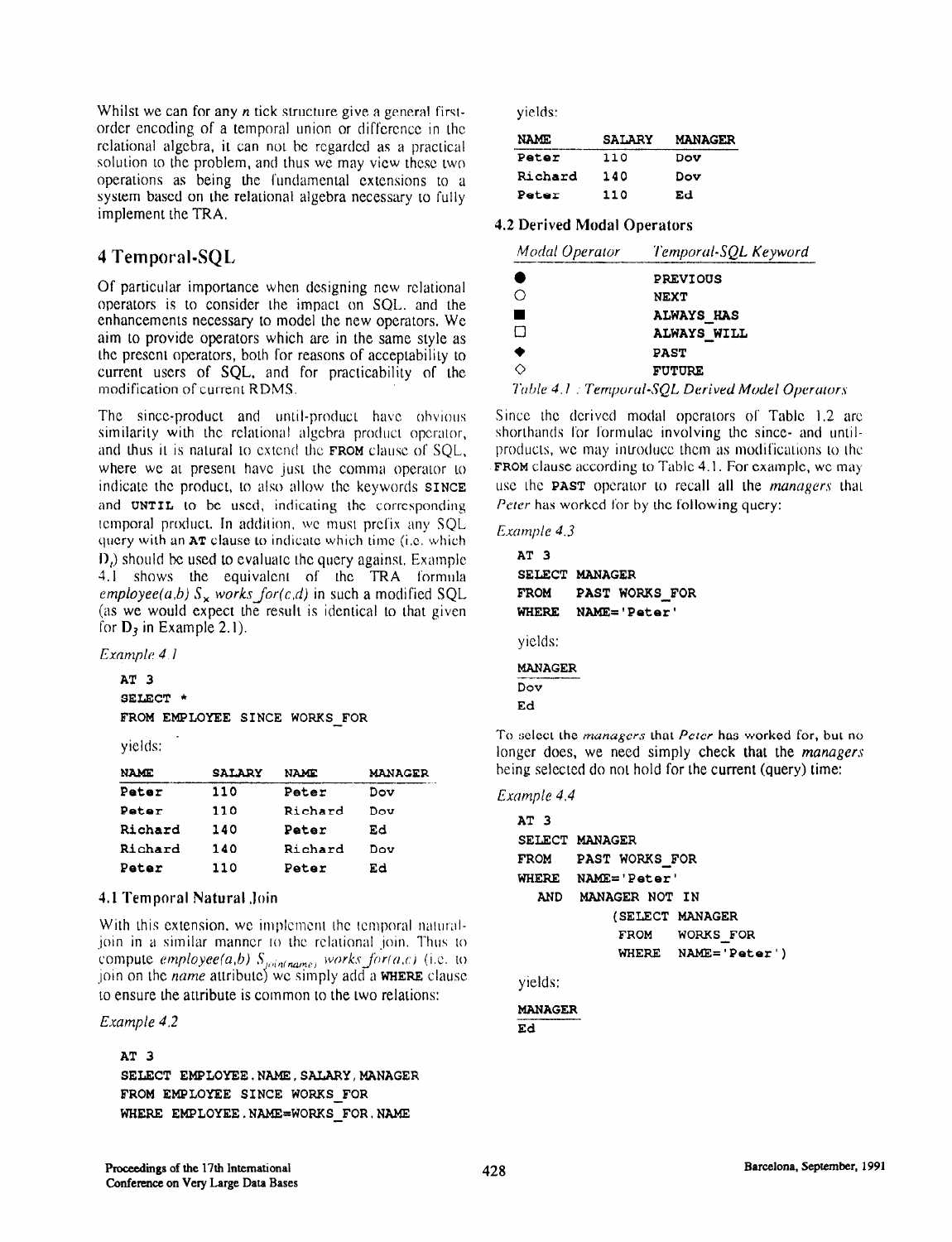Whilst we can for any $n$ tick structure give a general first-order encoding of a temporal union or difference in the relational algebra, it can not be regarded as a practical solution to the problem, and thus we may view these two operations as being the fundamental extensions to a system based on the relational algebra necessary to fully implement the TRA.

# 4 Temporal-SQL

Of particular importance when designing new relational operators is to consider the impact on SQL, and the enhancements necessary to model the new operators. We aim to provide operators which are in the same style as the present operators, both for reasons of acceptability to current users of SQL, and for practicability of the modification of current RDMS.

The since-product and until-product have obvious similarity with the relational algebra product operator, and thus it is natural to extend the **FROM** clause of SQL, where we at present have just the comma operator to indicate the product, to also allow the keywords **SINCE** and **UNTIL** to be used, indicating the corresponding temporal product. In addition, we must prefix any SQL query with an **AT** clause to indicate which time (i.e. which $D_i$) should be used to evaluate the query against. Example 4.1 shows the equivalent of the TRA formula *employee(a,b)* $S_\times$ *works_for(c,d)* in such a modified SQL (as we would expect the result is identical to that given for $D_3$ in Example 2.1).

*Example 4.1*

```
AT 3
SELECT *
FROM EMPLOYEE SINCE WORKS_FOR
```

yields:

| NAME | SALARY | NAME | MANAGER |
|---|---|---|---|
| Peter | 110 | Peter | Dov |
| Peter | 110 | Richard | Dov |
| Richard | 140 | Peter | Ed |
| Richard | 140 | Richard | Dov |
| Peter | 110 | Peter | Ed |

## 4.1 Temporal Natural Join

With this extension, we implement the temporal natural-join in a similar manner to the relational join. Thus to compute *employee(a,b)* $S_{join(name)}$ *works_for(a,c)* (i.e. to join on the *name* attribute) we simply add a **WHERE** clause to ensure the attribute is common to the two relations:

*Example 4.2*

```
AT 3
SELECT EMPLOYEE.NAME,SALARY,MANAGER
FROM EMPLOYEE SINCE WORKS_FOR
WHERE EMPLOYEE.NAME=WORKS_FOR.NAME
```

yields:

| NAME | SALARY | MANAGER |
|---|---|---|
| Peter | 110 | Dov |
| Richard | 140 | Dov |
| Peter | 110 | Ed |

## 4.2 Derived Modal Operators

| *Modal Operator* | *Temporal-SQL Keyword* |
|---|---|
| ● | **PREVIOUS** |
| ○ | **NEXT** |
| ■ | **ALWAYS_HAS** |
| □ | **ALWAYS_WILL** |
| ◆ | **PAST** |
| ◇ | **FUTURE** |

*Table 4.1 : Temporal-SQL Derived Model Operators*

Since the derived modal operators of Table 1.2 are shorthands for formulae involving the since- and until-products, we may introduce them as modifications to the **FROM** clause according to Table 4.1. For example, we may use the **PAST** operator to recall all the *managers* that *Peter* has worked for by the following query:

*Example 4.3*

```
AT 3
SELECT MANAGER
FROM   PAST WORKS_FOR
WHERE  NAME='Peter'
```

yields:

| MANAGER |
|---|
| Dov |
| Ed |

To select the *managers* that *Peter* has worked for, but no longer does, we need simply check that the *managers* being selected do not hold for the current (query) time:

*Example 4.4*

```
AT 3
SELECT MANAGER
FROM   PAST WORKS_FOR
WHERE  NAME='Peter'
  AND  MANAGER NOT IN
         (SELECT MANAGER
          FROM   WORKS_FOR
          WHERE  NAME='Peter')
```

yields:

| MANAGER |
|---|
| Ed |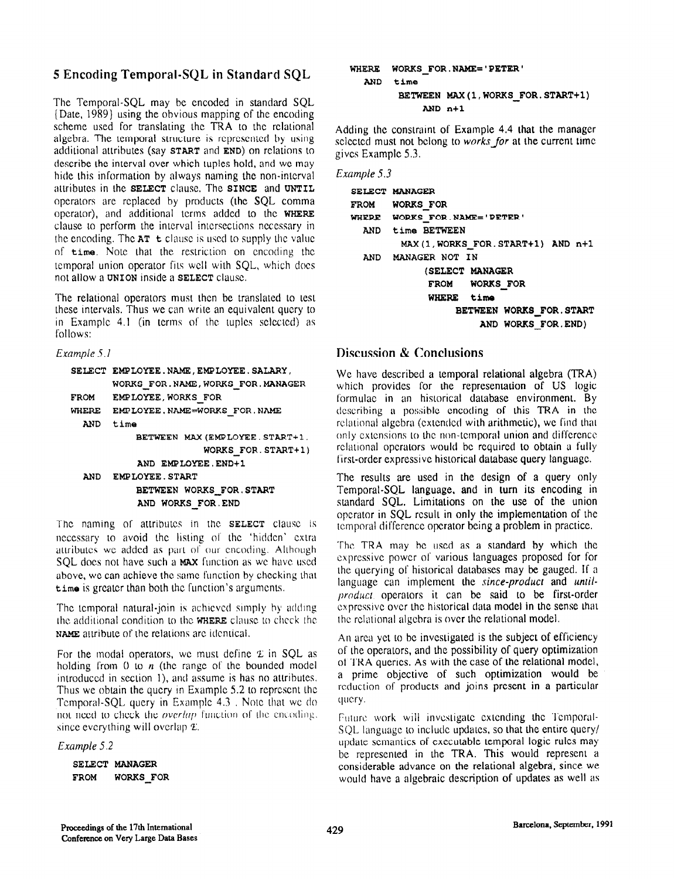## 5 Encoding Temporal-SQL in Standard SQL

The Temporal-SQL may be encoded in standard SQL {Date, 1989} using the obvious mapping of the encoding scheme used for translating the TRA to the relational algebra. The temporal structure is represented by using additional attributes (say **START** and **END**) on relations to describe the interval over which tuples hold, and we may hide this information by always naming the non-interval attributes in the **SELECT** clause. The **SINCE** and **UNTIL** operators are replaced by products (the SQL comma operator), and additional terms added to the **WHERE** clause to perform the interval intersections necessary in the encoding. The **AT t** clause is used to supply the value of **time**. Note that the restriction on encoding the temporal union operator fits well with SQL, which does not allow a **UNION** inside a **SELECT** clause.

The relational operators must then be translated to test these intervals. Thus we can write an equivalent query to in Example 4.1 (in terms of the tuples selected) as follows:

*Example 5.1*

```
SELECT EMPLOYEE.NAME, EMPLOYEE.SALARY,
       WORKS_FOR.NAME, WORKS_FOR.MANAGER
FROM   EMPLOYEE, WORKS_FOR
WHERE  EMPLOYEE.NAME=WORKS_FOR.NAME
  AND  time
         BETWEEN MAX(EMPLOYEE.START+1,
                     WORKS_FOR.START+1)
         AND EMPLOYEE.END+1
  AND  EMPLOYEE.START
         BETWEEN WORKS_FOR.START
         AND WORKS_FOR.END
```

The naming of attributes in the **SELECT** clause is necessary to avoid the listing of the 'hidden' extra attributes we added as part of our encoding. Although SQL does not have such a **MAX** function as we have used above, we can achieve the same function by checking that **time** is greater than both the function's arguments.

The temporal natural-join is achieved simply by adding the additional condition to the **WHERE** clause to check the **NAME** attribute of the relations are identical.

For the modal operators, we must define $\mathcal{E}$ in SQL as holding from 0 to $n$ (the range of the bounded model introduced in section 1), and assume is has no attributes. Thus we obtain the query in Example 5.2 to represent the Temporal-SQL query in Example 4.3 . Note that we do not need to check the *overlap* function of the encoding, since everything will overlap $\mathcal{E}$.

*Example 5.2*

```
SELECT MANAGER
FROM   WORKS_FOR
WHERE  WORKS_FOR.NAME='PETER'
  AND  time
         BETWEEN MAX(1,WORKS_FOR.START+1)
            AND n+1
```

Adding the constraint of Example 4.4 that the manager selected must not belong to *works_for* at the current time gives Example 5.3.

*Example 5.3*

```
SELECT MANAGER
FROM   WORKS_FOR
WHERE  WORKS_FOR.NAME='PETER'
  AND  time BETWEEN
         MAX(1,WORKS_FOR.START+1) AND n+1
  AND  MANAGER NOT IN
         (SELECT MANAGER
          FROM   WORKS_FOR
          WHERE  time
                 BETWEEN WORKS_FOR.START
                     AND WORKS_FOR.END)
```

## Discussion & Conclusions

We have described a temporal relational algebra (TRA) which provides for the representation of US logic formulae in an historical database environment. By describing a possible encoding of this TRA in the relational algebra (extended with arithmetic), we find that only extensions to the non-temporal union and difference relational operators would be required to obtain a fully first-order expressive historical database query language.

The results are used in the design of a query only Temporal-SQL language, and in turn its encoding in standard SQL. Limitations on the use of the union operator in SQL result in only the implementation of the temporal difference operator being a problem in practice.

The TRA may be used as a standard by which the expressive power of various languages proposed for for the querying of historical databases may be gauged. If a language can implement the *since-product* and *until-product* operators it can be said to be first-order expressive over the historical data model in the sense that the relational algebra is over the relational model.

An area yet to be investigated is the subject of efficiency of the operators, and the possibility of query optimization of TRA queries. As with the case of the relational model, a prime objective of such optimization would be reduction of products and joins present in a particular query.

Future work will investigate extending the Temporal-SQL language to include updates, so that the entire query/update semantics of executable temporal logic rules may be represented in the TRA. This would represent a considerable advance on the relational algebra, since we would have a algebraic description of updates as well as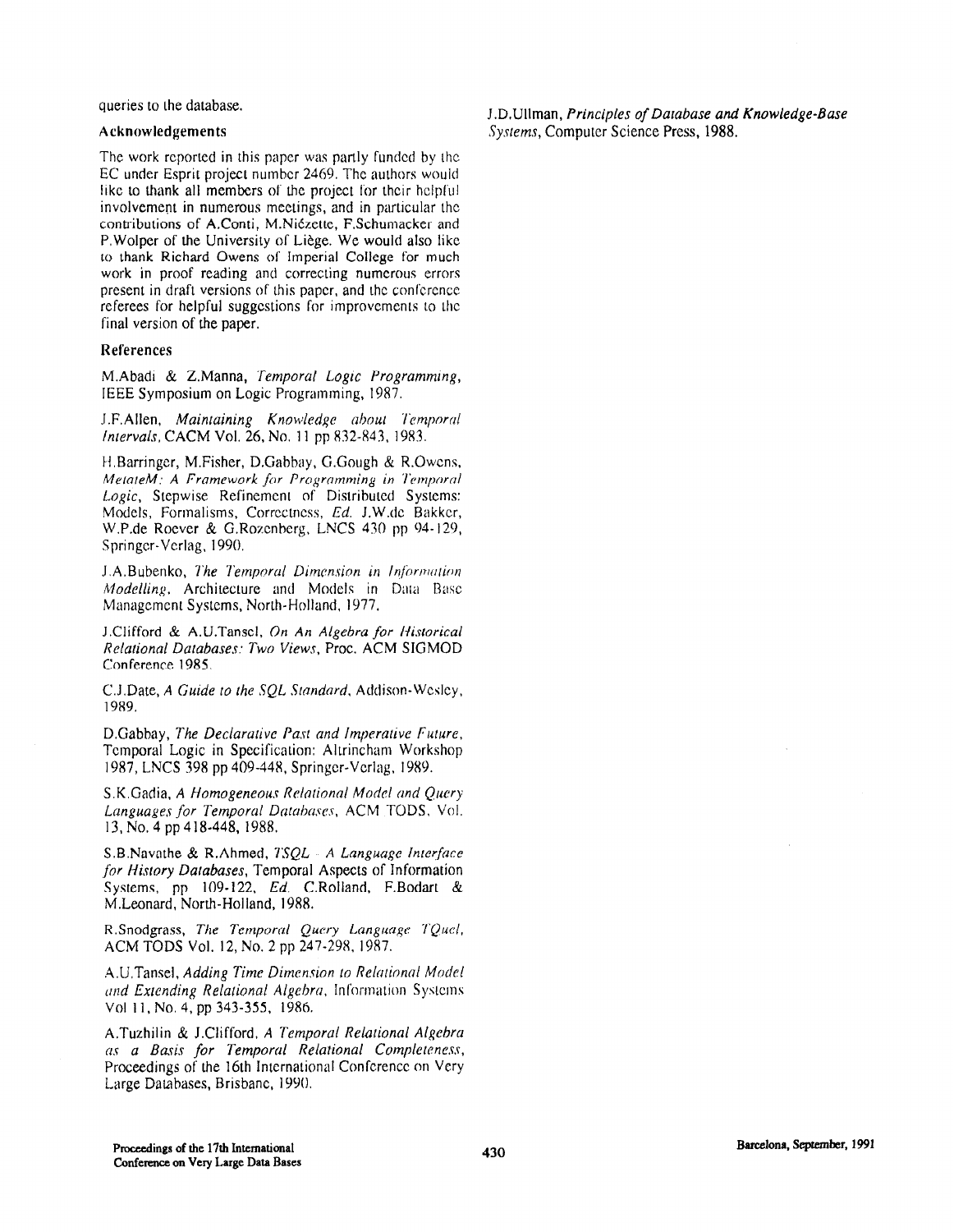queries to the database.

## Acknowledgements

The work reported in this paper was partly funded by the EC under Esprit project number 2469. The authors would like to thank all members of the project for their helpful involvement in numerous meetings, and in particular the contributions of A.Conti, M.Niézette, F.Schumacker and P.Wolper of the University of Liège. We would also like to thank Richard Owens of Imperial College for much work in proof reading and correcting numerous errors present in draft versions of this paper, and the conference referees for helpful suggestions for improvements to the final version of the paper.

## References

M.Abadi & Z.Manna, *Temporal Logic Programming*, IEEE Symposium on Logic Programming, 1987.

J.F.Allen, *Maintaining Knowledge about Temporal Intervals*, CACM Vol. 26, No. 11 pp 832-843, 1983.

H.Barringer, M.Fisher, D.Gabbay, G.Gough & R.Owens, *MetateM: A Framework for Programming in Temporal Logic*, Stepwise Refinement of Distributed Systems: Models, Formalisms, Correctness, *Ed.* J.W.de Bakker, W.P.de Roever & G.Rozenberg, LNCS 430 pp 94-129, Springer-Verlag, 1990.

J.A.Bubenko, *The Temporal Dimension in Information Modelling*, Architecture and Models in Data Base Management Systems, North-Holland, 1977.

J.Clifford & A.U.Tansel, *On An Algebra for Historical Relational Databases: Two Views*, Proc. ACM SIGMOD Conference 1985.

C.J.Date, *A Guide to the SQL Standard*, Addison-Wesley, 1989.

D.Gabbay, *The Declarative Past and Imperative Future*, Temporal Logic in Specification: Altrincham Workshop 1987, LNCS 398 pp 409-448, Springer-Verlag, 1989.

S.K.Gadia, *A Homogeneous Relational Model and Query Languages for Temporal Databases*, ACM TODS, Vol. 13, No. 4 pp 418-448, 1988.

S.B.Navathe & R.Ahmed, *TSQL - A Language Interface for History Databases*, Temporal Aspects of Information Systems, pp 109-122, *Ed.* C.Rolland, F.Bodart & M.Leonard, North-Holland, 1988.

R.Snodgrass, *The Temporal Query Language TQuel*, ACM TODS Vol. 12, No. 2 pp 247-298, 1987.

A.U.Tansel, *Adding Time Dimension to Relational Model and Extending Relational Algebra*, Information Systems Vol 11, No. 4, pp 343-355, 1986.

A.Tuzhilin & J.Clifford, *A Temporal Relational Algebra as a Basis for Temporal Relational Completeness*, Proceedings of the 16th International Conference on Very Large Databases, Brisbane, 1990.

J.D.Ullman, *Principles of Database and Knowledge-Base Systems*, Computer Science Press, 1988.